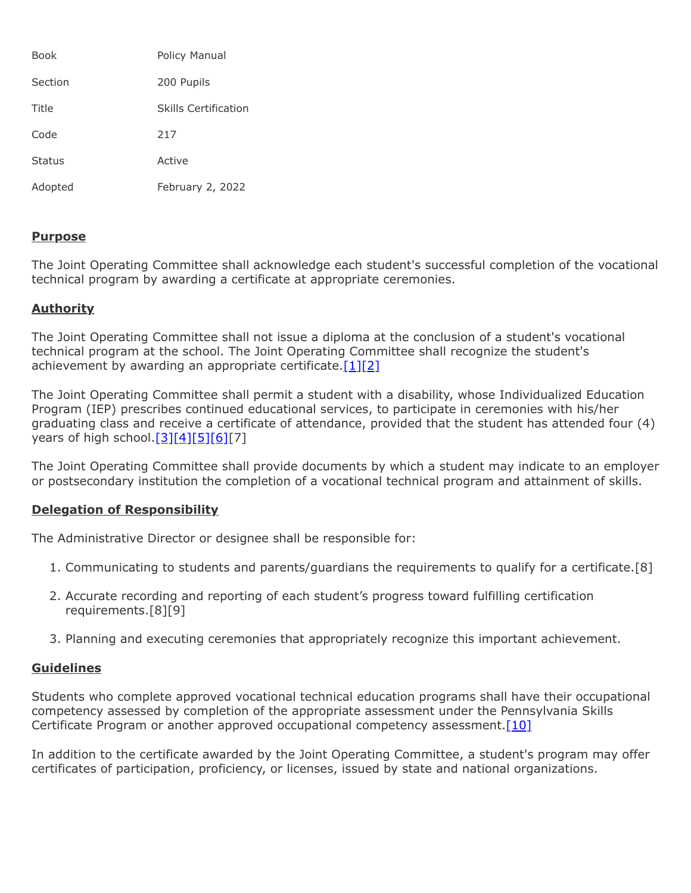| Book | Policy Manual |
| --- | --- |
| Section | 200 Pupils |
| Title | Skills Certification |
| Code | 217 |
| Status | Active |
| Adopted | February 2, 2022 |

## Purpose

The Joint Operating Committee shall acknowledge each student's successful completion of the vocational technical program by awarding a certificate at appropriate ceremonies.

## Authority

The Joint Operating Committee shall not issue a diploma at the conclusion of a student's vocational technical program at the school. The Joint Operating Committee shall recognize the student's achievement by awarding an appropriate certificate.[1][2]

The Joint Operating Committee shall permit a student with a disability, whose Individualized Education Program (IEP) prescribes continued educational services, to participate in ceremonies with his/her graduating class and receive a certificate of attendance, provided that the student has attended four (4) years of high school.[3][4][5][6][7]

The Joint Operating Committee shall provide documents by which a student may indicate to an employer or postsecondary institution the completion of a vocational technical program and attainment of skills.

## Delegation of Responsibility

The Administrative Director or designee shall be responsible for:

1. Communicating to students and parents/guardians the requirements to qualify for a certificate.[8]
2. Accurate recording and reporting of each student's progress toward fulfilling certification requirements.[8][9]
3. Planning and executing ceremonies that appropriately recognize this important achievement.

## Guidelines

Students who complete approved vocational technical education programs shall have their occupational competency assessed by completion of the appropriate assessment under the Pennsylvania Skills Certificate Program or another approved occupational competency assessment.[10]

In addition to the certificate awarded by the Joint Operating Committee, a student's program may offer certificates of participation, proficiency, or licenses, issued by state and national organizations.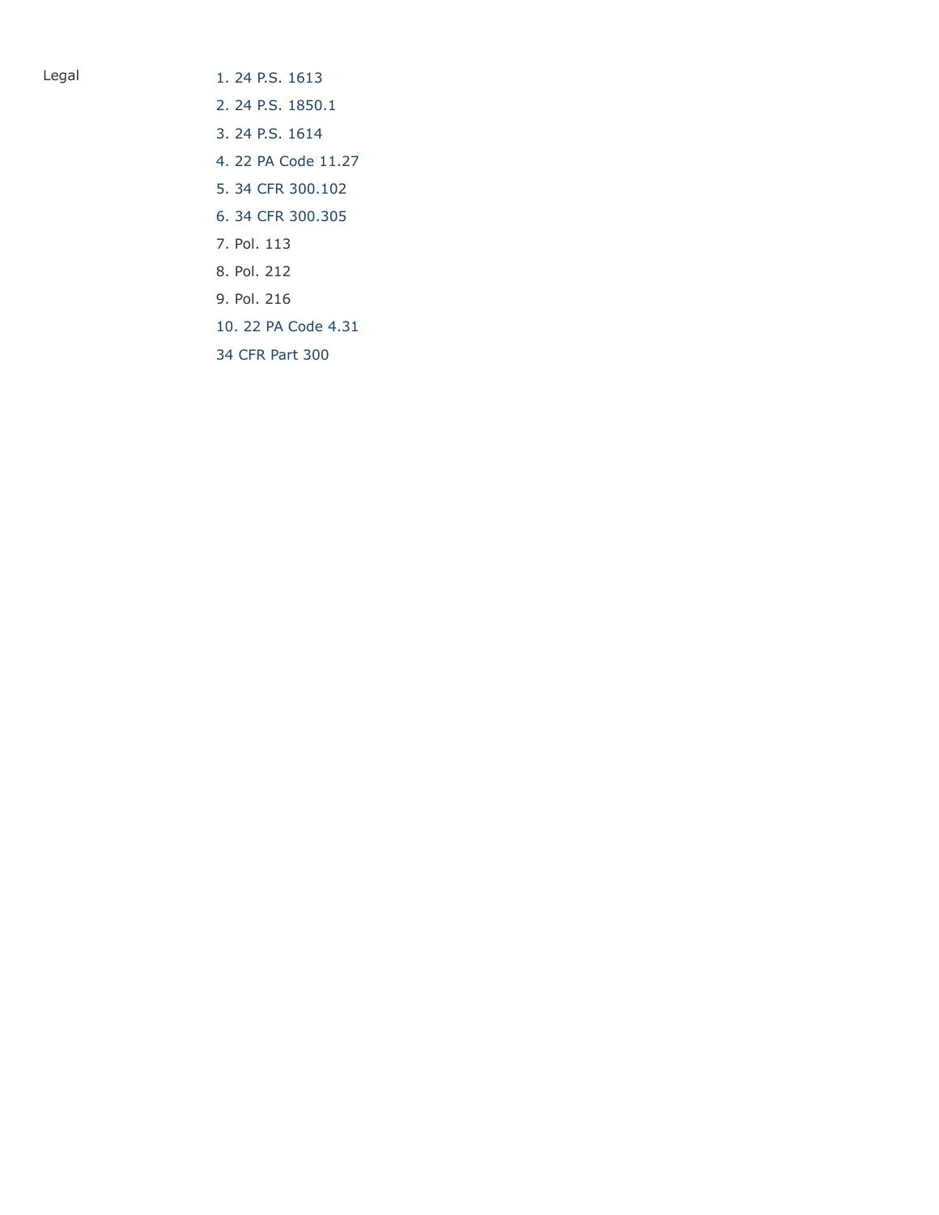Legal

1. 24 P.S. 1613
2. 24 P.S. 1850.1
3. 24 P.S. 1614
4. 22 PA Code 11.27
5. 34 CFR 300.102
6. 34 CFR 300.305
7. Pol. 113
8. Pol. 212
9. Pol. 216
10. 22 PA Code 4.31

34 CFR Part 300